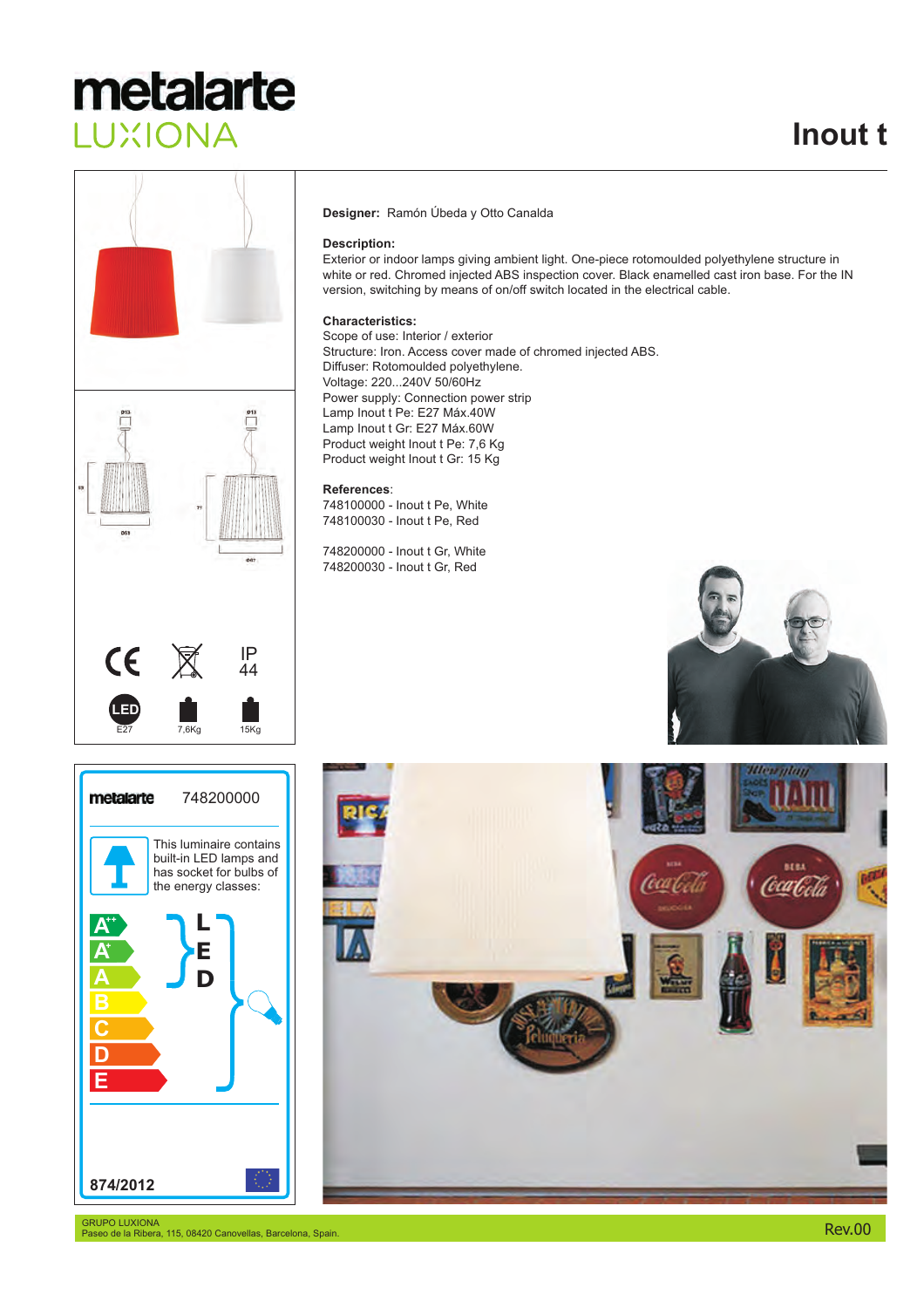# metalarte LUXIONA

# Inout t

**Designer:** Ramón Úbeda y Otto Canalda

**Description:**
Exterior or indoor lamps giving ambient light. One-piece rotomoulded polyethylene structure in white or red. Chromed injected ABS inspection cover. Black enamelled cast iron base. For the IN version, switching by means of on/off switch located in the electrical cable.

**Characteristics:**
Scope of use: Interior / exterior
Structure: Iron. Access cover made of chromed injected ABS.
Diffuser: Rotomoulded polyethylene.
Voltage: 220...240V 50/60Hz
Power supply: Connection power strip
Lamp Inout t Pe: E27 Máx.40W
Lamp Inout t Gr: E27 Máx.60W
Product weight Inout t Pe: 7,6 Kg
Product weight Inout t Gr: 15 Kg

**References**:
748100000 - Inout t Pe, White
748100030 - Inout t Pe, Red

748200000 - Inout t Gr, White
748200030 - Inout t Gr, Red

IP 44

LED E27 | 7,6Kg | 15Kg

metalarte 748200000

This luminaire contains built-in LED lamps and has socket for bulbs of the energy classes:

A++ A+ A B C D E

L E D

874/2012

GRUPO LUXIONA
Paseo de la Ribera, 115, 08420 Canovellas, Barcelona, Spain.

Rev.00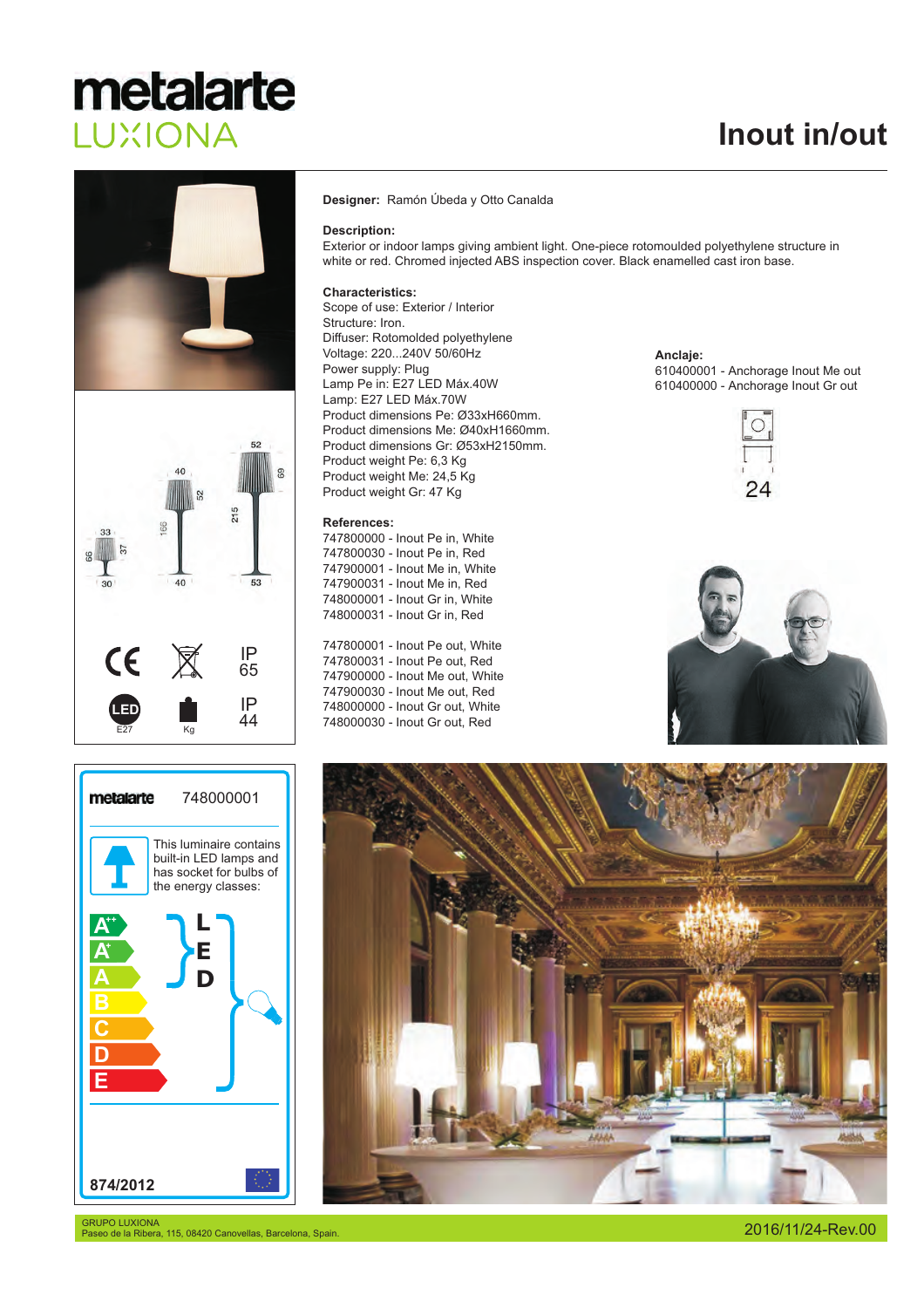# metalarte LUXIONA

# Inout in/out

**Designer:** Ramón Úbeda y Otto Canalda

**Description:**
Exterior or indoor lamps giving ambient light. One-piece rotomoulded polyethylene structure in white or red. Chromed injected ABS inspection cover. Black enamelled cast iron base.

**Characteristics:**
Scope of use: Exterior / Interior
Structure: Iron.
Diffuser: Rotomolded polyethylene
Voltage: 220...240V 50/60Hz
Power supply: Plug
Lamp Pe in: E27 LED Máx.40W
Lamp: E27 LED Máx.70W
Product dimensions Pe: Ø33xH660mm.
Product dimensions Me: Ø40xH1660mm.
Product dimensions Gr: Ø53xH2150mm.
Product weight Pe: 6,3 Kg
Product weight Me: 24,5 Kg
Product weight Gr: 47 Kg

**Anclaje:**
610400001 - Anchorage Inout Me out
610400000 - Anchorage Inout Gr out

24

**References:**
747800000 - Inout Pe in, White
747800030 - Inout Pe in, Red
747900001 - Inout Me in, White
747900031 - Inout Me in, Red
748000001 - Inout Gr in, White
748000031 - Inout Gr in, Red

747800001 - Inout Pe out, White
747800031 - Inout Pe out, Red
747900000 - Inout Me out, White
747900030 - Inout Me out, Red
748000000 - Inout Gr out, White
748000030 - Inout Gr out, Red

33
37
66
30
40
52
166
40
52
69
215
53

CE
IP 65
LED E27
Kg
IP 44

metalarte 748000001

This luminaire contains built-in LED lamps and has socket for bulbs of the energy classes:

A++
A+
A
B
C
D
E

L
E
D

874/2012

GRUPO LUXIONA
Paseo de la Ribera, 115, 08420 Canovellas, Barcelona, Spain.

2016/11/24-Rev.00